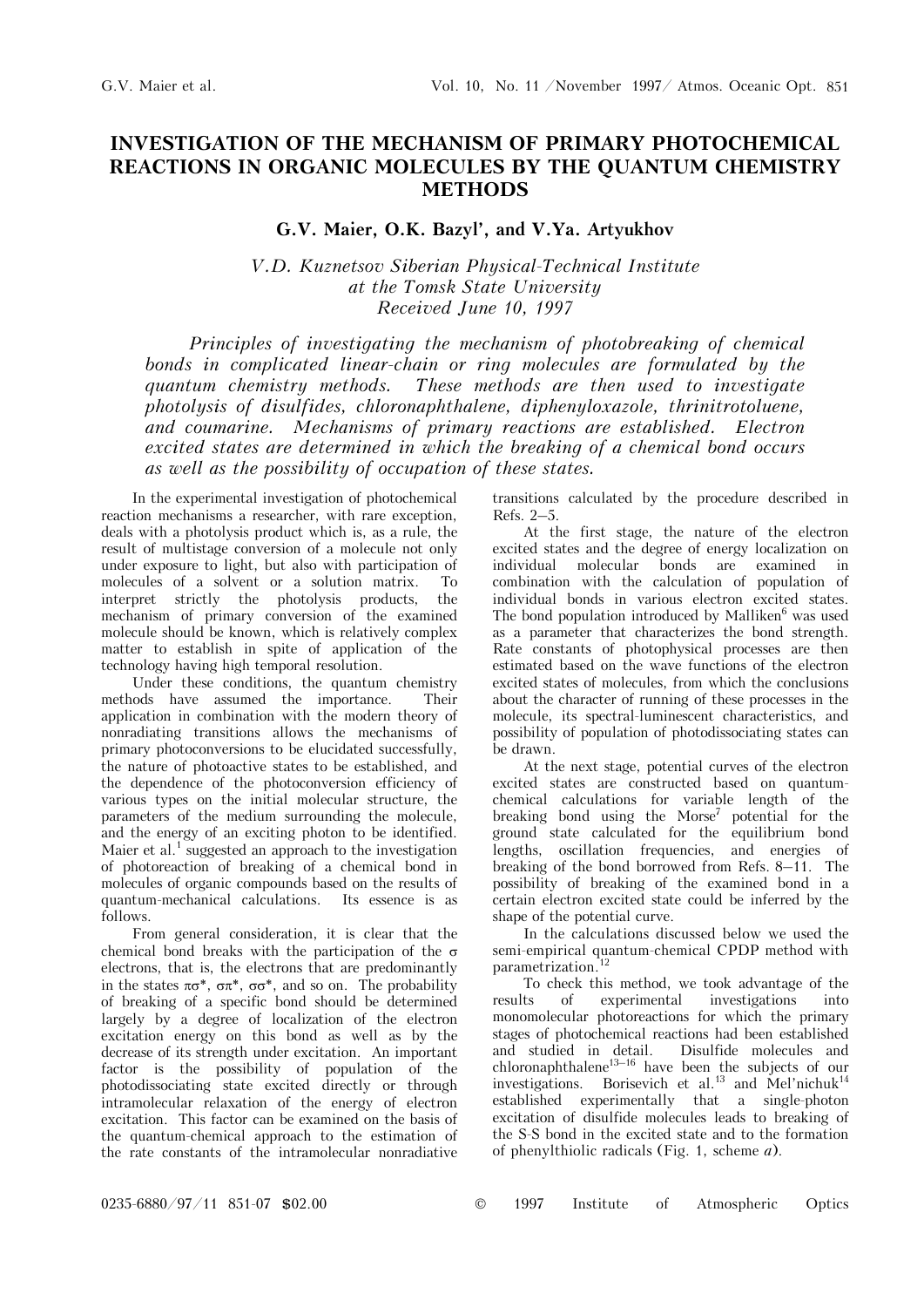# INVESTIGATION OF THE MECHANISM OF PRIMARY PHOTOCHEMICAL REACTIONS IN ORGANIC MOLECULES BY THE QUANTUM CHEMISTRY METHODS

**G.V. Maier, O.K. Bazyl', and V.Ya. Artyukhov**

*V.D. Kuznetsov Siberian Physical-Technical Institute at the Tomsk State University*
*Received June 10, 1997*

*Principles of investigating the mechanism of photobreaking of chemical bonds in complicated linear-chain or ring molecules are formulated by the quantum chemistry methods. These methods are then used to investigate photolysis of disulfides, chloronaphthalene, diphenyloxazole, thrinitrotoluene, and coumarine. Mechanisms of primary reactions are established. Electron excited states are determined in which the breaking of a chemical bond occurs as well as the possibility of occupation of these states.*

In the experimental investigation of photochemical reaction mechanisms a researcher, with rare exception, deals with a photolysis product which is, as a rule, the result of multistage conversion of a molecule not only under exposure to light, but also with participation of molecules of a solvent or a solution matrix. To interpret strictly the photolysis products, the mechanism of primary conversion of the examined molecule should be known, which is relatively complex matter to establish in spite of application of the technology having high temporal resolution.

Under these conditions, the quantum chemistry methods have assumed the importance. Their application in combination with the modern theory of nonradiating transitions allows the mechanisms of primary photoconversions to be elucidated successfully, the nature of photoactive states to be established, and the dependence of the photoconversion efficiency of various types on the initial molecular structure, the parameters of the medium surrounding the molecule, and the energy of an exciting photon to be identified. Maier et al.[1] suggested an approach to the investigation of photoreaction of breaking of a chemical bond in molecules of organic compounds based on the results of quantum-mechanical calculations. Its essence is as follows.

From general consideration, it is clear that the chemical bond breaks with the participation of the σ electrons, that is, the electrons that are predominantly in the states $\pi\sigma^*$, $\sigma\pi^*$, $\sigma\sigma^*$, and so on. The probability of breaking of a specific bond should be determined largely by a degree of localization of the electron excitation energy on this bond as well as by the decrease of its strength under excitation. An important factor is the possibility of population of the photodissociating state excited directly or through intramolecular relaxation of the energy of electron excitation. This factor can be examined on the basis of the quantum-chemical approach to the estimation of the rate constants of the intramolecular nonradiative transitions calculated by the procedure described in Refs. 2–5.

At the first stage, the nature of the electron excited states and the degree of energy localization on individual molecular bonds are examined in combination with the calculation of population of individual bonds in various electron excited states. The bond population introduced by Malliken[6] was used as a parameter that characterizes the bond strength. Rate constants of photophysical processes are then estimated based on the wave functions of the electron excited states of molecules, from which the conclusions about the character of running of these processes in the molecule, its spectral-luminescent characteristics, and possibility of population of photodissociating states can be drawn.

At the next stage, potential curves of the electron excited states are constructed based on quantum-chemical calculations for variable length of the breaking bond using the Morse[7] potential for the ground state calculated for the equilibrium bond lengths, oscillation frequencies, and energies of breaking of the bond borrowed from Refs. 8–11. The possibility of breaking of the examined bond in a certain electron excited state could be inferred by the shape of the potential curve.

In the calculations discussed below we used the semi-empirical quantum-chemical CPDP method with parametrization.[12]

To check this method, we took advantage of the results of experimental investigations into monomolecular photoreactions for which the primary stages of photochemical reactions had been established and studied in detail. Disulfide molecules and chloronaphthalene[13–16] have been the subjects of our investigations. Borisevich et al.[13] and Mel'nichuk[14] established experimentally that a single-photon excitation of disulfide molecules leads to breaking of the S-S bond in the excited state and to the formation of phenylthiolic radicals (Fig. 1, scheme *a*).

0235-6880/97/11 851-07 $02.00 © 1997 Institute of Atmospheric Optics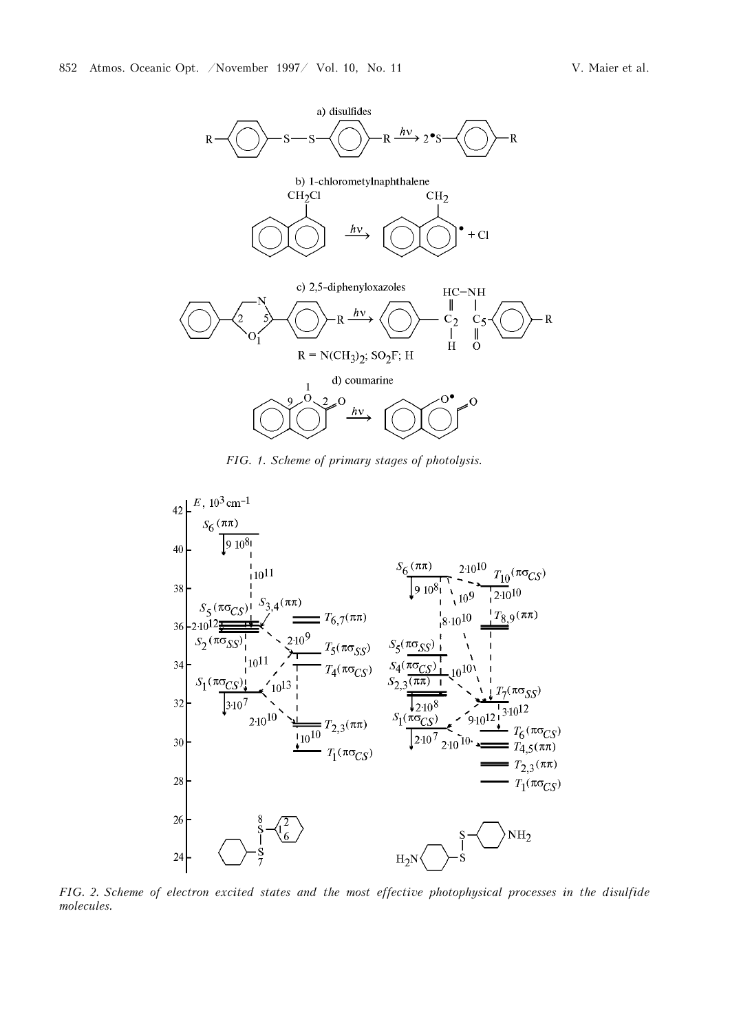a) disulfides

b) 1-chlorometylnaphthalene

c) 2,5-diphenyloxazoles

$R = N(CH_3)_2$; $SO_2F$; H

d) coumarine

*FIG. 1. Scheme of primary stages of photolysis.*

*FIG. 2. Scheme of electron excited states and the most effective photophysical processes in the disulfide molecules.*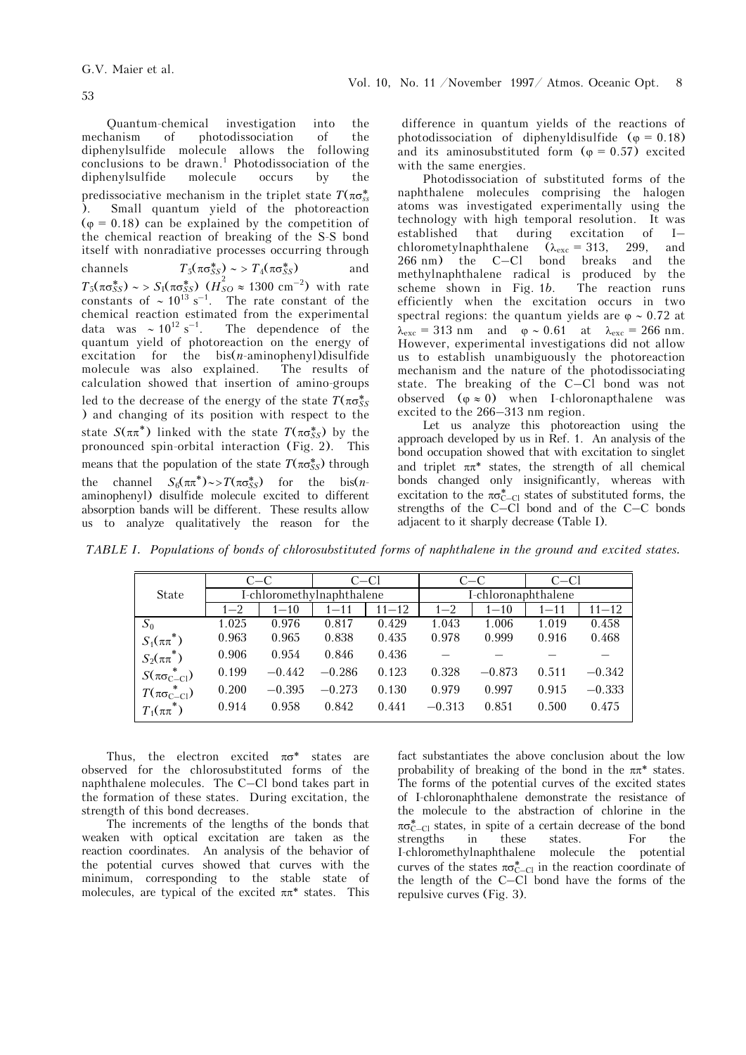Quantum-chemical investigation into the mechanism of photodissociation of the diphenylsulfide molecule allows the following conclusions to be drawn.[1] Photodissociation of the diphenylsulfide molecule occurs by the predissociative mechanism in the triplet state $T(\pi\sigma^*_{ss})$. Small quantum yield of the photoreaction ($\varphi = 0.18$) can be explained by the competition of the chemical reaction of breaking of the S-S bond itself with nonradiative processes occurring through channels $T_5(\pi\sigma^*_{SS}) \sim > T_4(\pi\sigma^*_{SS})$ and $T_5(\pi\sigma^*_{SS}) \sim > S_1(\pi\sigma^*_{SS})$ ($H^2_{SO} \approx 1300$ cm$^{-2}$) with rate constants of $\sim 10^{13}$ s$^{-1}$. The rate constant of the chemical reaction estimated from the experimental data was $\sim 10^{12}$ s$^{-1}$. The dependence of the quantum yield of photoreaction on the energy of excitation for the bis(*n*-aminophenyl)disulfide molecule was also explained. The results of calculation showed that insertion of amino-groups led to the decrease of the energy of the state $T(\pi\sigma^*_{SS})$ and changing of its position with respect to the state $S(\pi\pi^*)$ linked with the state $T(\pi\sigma^*_{SS})$ by the pronounced spin-orbital interaction (Fig. 2). This means that the population of the state $T(\pi\sigma^*_{SS})$ through the channel $S_6(\pi\pi^*) \sim > T(\pi\sigma^*_{SS})$ for the bis(*n*-aminophenyl) disulfide molecule excited to different absorption bands will be different. These results allow us to analyze qualitatively the reason for the difference in quantum yields of the reactions of photodissociation of diphenyldisulfide ($\varphi = 0.18$) and its aminosubstituted form ($\varphi = 0.57$) excited with the same energies.

Photodissociation of substituted forms of the naphthalene molecules comprising the halogen atoms was investigated experimentally using the technology with high temporal resolution. It was established that during excitation of I–chlorometylnaphthalene ($\lambda_{exc}$ = 313, 299, and 266 nm) the C–Cl bond breaks and the methylnaphthalene radical is produced by the scheme shown in Fig. 1*b*. The reaction runs efficiently when the excitation occurs in two spectral regions: the quantum yields are $\varphi \sim 0.72$ at $\lambda_{exc}$ = 313 nm and $\varphi \sim 0.61$ at $\lambda_{exc}$ = 266 nm. However, experimental investigations did not allow us to establish unambiguously the photoreaction mechanism and the nature of the photodissociating state. The breaking of the C–Cl bond was not observed ($\varphi \approx 0$) when I-chloronapthalene was excited to the 266–313 nm region.

Let us analyze this photoreaction using the approach developed by us in Ref. 1. An analysis of the bond occupation showed that with excitation to singlet and triplet $\pi\pi^*$ states, the strength of all chemical bonds changed only insignificantly, whereas with excitation to the $\pi\sigma^*_{C-Cl}$ states of substituted forms, the strengths of the C–Cl bond and of the C–C bonds adjacent to it sharply decrease (Table I).

*TABLE I. Populations of bonds of chlorosubstituted forms of naphthalene in the ground and excited states.*

| State | C–C | | C–Cl | | C–C | | C–Cl | |
|---|---|---|---|---|---|---|---|---|
| | I-chloromethylnaphthalene | | | | I-chloronaphthalene | | | |
| | 1–2 | 1–10 | 1–11 | 11–12 | 1–2 | 1–10 | 1–11 | 11–12 |
| $S_0$ | 1.025 | 0.976 | 0.817 | 0.429 | 1.043 | 1.006 | 1.019 | 0.458 |
| $S_1(\pi\pi^*)$ | 0.963 | 0.965 | 0.838 | 0.435 | 0.978 | 0.999 | 0.916 | 0.468 |
| $S_2(\pi\pi^*)$ | 0.906 | 0.954 | 0.846 | 0.436 | – | – | – | – |
| $S(\pi\sigma^*_{C-Cl})$ | 0.199 | −0.442 | −0.286 | 0.123 | 0.328 | −0.873 | 0.511 | −0.342 |
| $T(\pi\sigma^*_{C-Cl})$ | 0.200 | −0.395 | −0.273 | 0.130 | 0.979 | 0.997 | 0.915 | −0.333 |
| $T_1(\pi\pi^*)$ | 0.914 | 0.958 | 0.842 | 0.441 | −0.313 | 0.851 | 0.500 | 0.475 |

Thus, the electron excited $\pi\sigma^*$ states are observed for the chlorosubstituted forms of the naphthalene molecules. The C–Cl bond takes part in the formation of these states. During excitation, the strength of this bond decreases.

The increments of the lengths of the bonds that weaken with optical excitation are taken as the reaction coordinates. An analysis of the behavior of the potential curves showed that curves with the minimum, corresponding to the stable state of molecules, are typical of the excited $\pi\pi^*$ states. This fact substantiates the above conclusion about the low probability of breaking of the bond in the $\pi\pi^*$ states. The forms of the potential curves of the excited states of I-chloronaphthalene demonstrate the resistance of the molecule to the abstraction of chlorine in the $\pi\sigma^*_{C-Cl}$ states, in spite of a certain decrease of the bond strengths in these states. For the I-chloromethylnaphthalene molecule the potential curves of the states $\pi\sigma^*_{C-Cl}$ in the reaction coordinate of the length of the C–Cl bond have the forms of the repulsive curves (Fig. 3).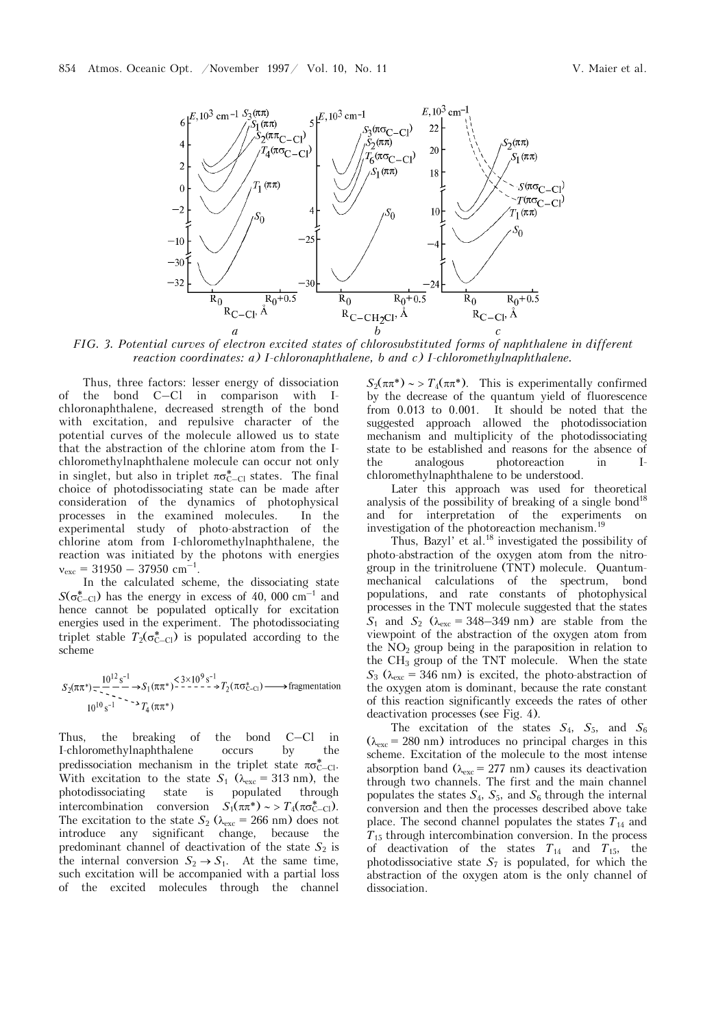FIG. 3. *Potential curves of electron excited states of chlorosubstituted forms of naphthalene in different reaction coordinates: a) I-chloronaphthalene, b and c) I-chloromethylnaphthalene.*

Thus, three factors: lesser energy of dissociation of the bond C–Cl in comparison with I-chloronaphthalene, decreased strength of the bond with excitation, and repulsive character of the potential curves of the molecule allowed us to state that the abstraction of the chlorine atom from the I-chloromethylnaphthalene molecule can occur not only in singlet, but also in triplet $\pi\sigma^*_{C-Cl}$ states. The final choice of photodissociating state can be made after consideration of the dynamics of photophysical processes in the examined molecules. In the experimental study of photo-abstraction of the chlorine atom from I-chloromethylnaphthalene, the reaction was initiated by the photons with energies $\nu_{exc} = 31950 - 37950$ cm$^{-1}$.

In the calculated scheme, the dissociating state $S(\sigma^*_{C-Cl})$ has the energy in excess of 40, 000 cm$^{-1}$ and hence cannot be populated optically for excitation energies used in the experiment. The photodissociating triplet stable $T_2(\sigma^*_{C-Cl})$ is populated according to the scheme

$$S_2(\pi\pi^*) \xrightarrow{10^{12}\,s^{-1}} S_1(\pi\pi^*) \xrightarrow{<3\times10^{9}\,s^{-1}} T_2(\pi\sigma^*_{C-Cl}) \longrightarrow \text{fragmentation}$$
$$S_2(\pi\pi^*) \xrightarrow{10^{10}\,s^{-1}} T_4(\pi\pi^*)$$

Thus, the breaking of the bond C–Cl in I-chloromethylnaphthalene occurs by the predissociation mechanism in the triplet state $\pi\sigma^*_{C-Cl}$. With excitation to the state $S_1$ ($\lambda_{exc} = 313$ nm), the photodissociating state is populated through intercombination conversion $S_1(\pi\pi^*) \sim > T_4(\pi\sigma^*_{C-Cl})$. The excitation to the state $S_2$ ($\lambda_{exc} = 266$ nm) does not introduce any significant change, because the predominant channel of deactivation of the state $S_2$ is the internal conversion $S_2 \to S_1$. At the same time, such excitation will be accompanied with a partial loss of the excited molecules through the channel $S_2(\pi\pi^*) \sim > T_4(\pi\pi^*)$. This is experimentally confirmed by the decrease of the quantum yield of fluorescence from 0.013 to 0.001. It should be noted that the suggested approach allowed the photodissociation mechanism and multiplicity of the photodissociating state to be established and reasons for the absence of the analogous photoreaction in I-chloromethylnaphthalene to be understood.

Later this approach was used for theoretical analysis of the possibility of breaking of a single bond[18] and for interpretation of the experiments on investigation of the photoreaction mechanism.[19]

Thus, Bazyl' et al.[18] investigated the possibility of photo-abstraction of the oxygen atom from the nitro-group in the trinitroluene (TNT) molecule. Quantum-mechanical calculations of the spectrum, bond populations, and rate constants of photophysical processes in the TNT molecule suggested that the states $S_1$ and $S_2$ ($\lambda_{exc} = 348$–$349$ nm) are stable from the viewpoint of the abstraction of the oxygen atom from the $NO_2$ group being in the paraposition in relation to the $CH_3$ group of the TNT molecule. When the state $S_3$ ($\lambda_{exc} = 346$ nm) is excited, the photo-abstraction of the oxygen atom is dominant, because the rate constant of this reaction significantly exceeds the rates of other deactivation processes (see Fig. 4).

The excitation of the states $S_4$, $S_5$, and $S_6$ ($\lambda_{exc} = 280$ nm) introduces no principal charges in this scheme. Excitation of the molecule to the most intense absorption band ($\lambda_{exc} = 277$ nm) causes its deactivation through two channels. The first and the main channel populates the states $S_4$, $S_5$, and $S_6$ through the internal conversion and then the processes described above take place. The second channel populates the states $T_{14}$ and $T_{15}$ through intercombination conversion. In the process of deactivation of the states $T_{14}$ and $T_{15}$, the photodissociative state $S_7$ is populated, for which the abstraction of the oxygen atom is the only channel of dissociation.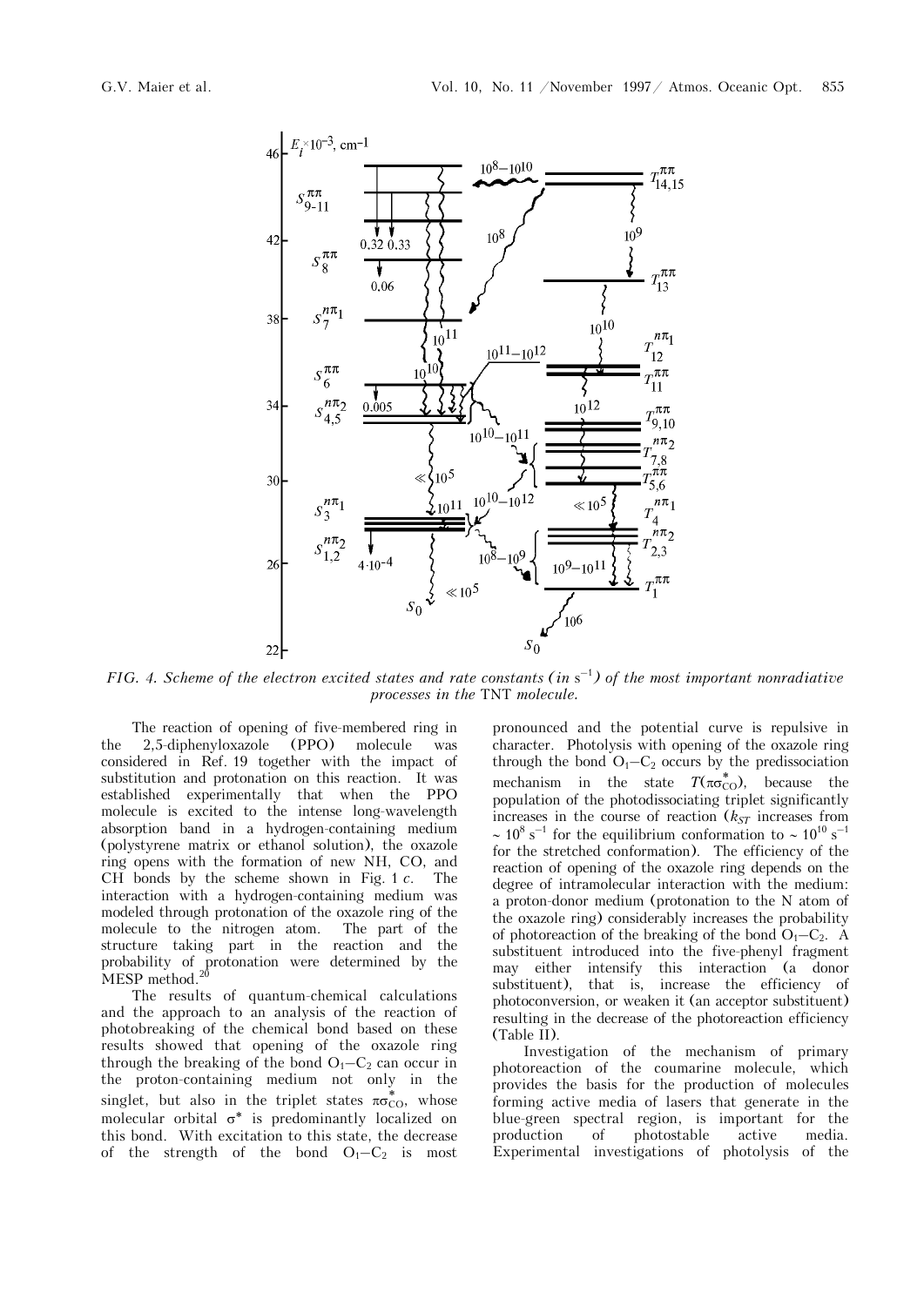FIG. 4. *Scheme of the electron excited states and rate constants (in $s^{-1}$) of the most important nonradiative processes in the* TNT *molecule.*

The reaction of opening of five-membered ring in the 2,5-diphenyloxazole (PPO) molecule was considered in Ref. 19 together with the impact of substitution and protonation on this reaction. It was established experimentally that when the PPO molecule is excited to the intense long-wavelength absorption band in a hydrogen-containing medium (polystyrene matrix or ethanol solution), the oxazole ring opens with the formation of new NH, CO, and CH bonds by the scheme shown in Fig. 1 *c*. The interaction with a hydrogen-containing medium was modeled through protonation of the oxazole ring of the molecule to the nitrogen atom. The part of the structure taking part in the reaction and the probability of protonation were determined by the MESP method.[20]

The results of quantum-chemical calculations and the approach to an analysis of the reaction of photobreaking of the chemical bond based on these results showed that opening of the oxazole ring through the breaking of the bond $O_1–C_2$ can occur in the proton-containing medium not only in the singlet, but also in the triplet states $\pi\sigma^*_{CO}$, whose molecular orbital $\sigma^*$ is predominantly localized on this bond. With excitation to this state, the decrease of the strength of the bond $O_1–C_2$ is most pronounced and the potential curve is repulsive in character. Photolysis with opening of the oxazole ring through the bond $O_1–C_2$ occurs by the predissociation mechanism in the state $T(\pi\sigma^*_{CO})$, because the population of the photodissociating triplet significantly increases in the course of reaction ($k_{ST}$ increases from $\sim 10^8$ $s^{-1}$ for the equilibrium conformation to $\sim 10^{10}$ $s^{-1}$ for the stretched conformation). The efficiency of the reaction of opening of the oxazole ring depends on the degree of intramolecular interaction with the medium: a proton-donor medium (protonation to the N atom of the oxazole ring) considerably increases the probability of photoreaction of the breaking of the bond $O_1–C_2$. A substituent introduced into the five-phenyl fragment may either intensify this interaction (a donor substituent), that is, increase the efficiency of photoconversion, or weaken it (an acceptor substituent) resulting in the decrease of the photoreaction efficiency (Table II).

Investigation of the mechanism of primary photoreaction of the coumarine molecule, which provides the basis for the production of molecules forming active media of lasers that generate in the blue-green spectral region, is important for the production of photostable active media. Experimental investigations of photolysis of the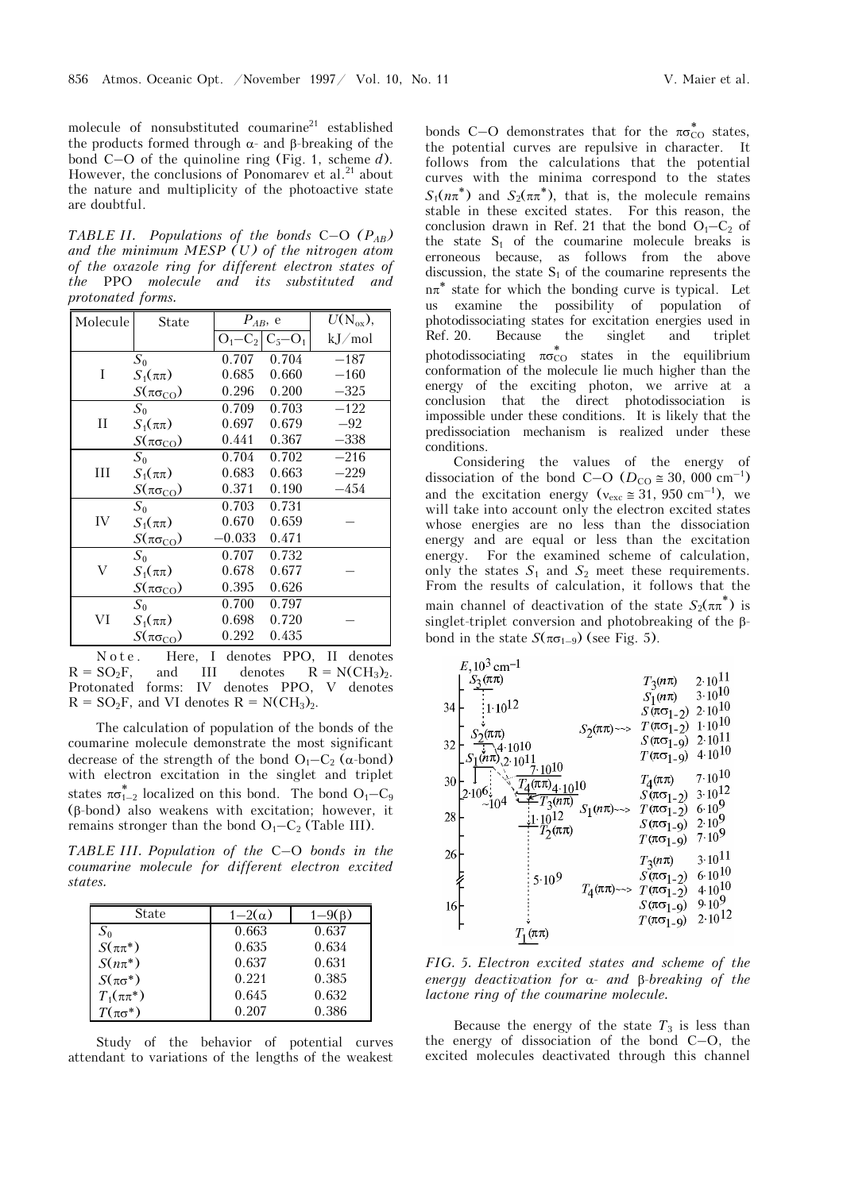molecule of nonsubstituted coumarine[21] established the products formed through α- and β-breaking of the bond C–O of the quinoline ring (Fig. 1, scheme *d*). However, the conclusions of Ponomarev et al.[21] about the nature and multiplicity of the photoactive state are doubtful.

*TABLE II. Populations of the bonds C–O ($P_{AB}$) and the minimum MESP (U) of the nitrogen atom of the oxazole ring for different electron states of the PPO molecule and its substituted and protonated forms.*

| Molecule | State | $P_{AB}$, e | | $U(N_{ox})$, kJ/mol |
|---|---|---|---|---|
| | | $O_1$–$C_2$ | $C_5$–$O_1$ | |
| I | $S_0$ | 0.707 | 0.704 | −187 |
| | $S_1(\pi\pi)$ | 0.685 | 0.660 | −160 |
| | $S(\pi\sigma_{CO})$ | 0.296 | 0.200 | −325 |
| II | $S_0$ | 0.709 | 0.703 | −122 |
| | $S_1(\pi\pi)$ | 0.697 | 0.679 | −92 |
| | $S(\pi\sigma_{CO})$ | 0.441 | 0.367 | −338 |
| III | $S_0$ | 0.704 | 0.702 | −216 |
| | $S_1(\pi\pi)$ | 0.683 | 0.663 | −229 |
| | $S(\pi\sigma_{CO})$ | 0.371 | 0.190 | −454 |
| IV | $S_0$ | 0.703 | 0.731 | – |
| | $S_1(\pi\pi)$ | 0.670 | 0.659 | – |
| | $S(\pi\sigma_{CO})$ | −0.033 | 0.471 | |
| V | $S_0$ | 0.707 | 0.732 | – |
| | $S_1(\pi\pi)$ | 0.678 | 0.677 | – |
| | $S(\pi\sigma_{CO})$ | 0.395 | 0.626 | |
| VI | $S_0$ | 0.700 | 0.797 | – |
| | $S_1(\pi\pi)$ | 0.698 | 0.720 | – |
| | $S(\pi\sigma_{CO})$ | 0.292 | 0.435 | |

Note. Here, I denotes PPO, II denotes $R = SO_2F$, and III denotes $R = N(CH_3)_2$. Protonated forms: IV denotes PPO, V denotes $R = SO_2F$, and VI denotes $R = N(CH_3)_2$.

The calculation of population of the bonds of the coumarine molecule demonstrate the most significant decrease of the strength of the bond $O_1$–$C_2$ (α-bond) with electron excitation in the singlet and triplet states $\pi\sigma^*_{1-2}$ localized on this bond. The bond $O_1$–$C_9$ (β-bond) also weakens with excitation; however, it remains stronger than the bond $O_1$–$C_2$ (Table III).

*TABLE III. Population of the C–O bonds in the coumarine molecule for different electron excited states.*

| State | 1–2(α) | 1–9(β) |
|---|---|---|
| $S_0$ | 0.663 | 0.637 |
| $S(\pi\pi^*)$ | 0.635 | 0.634 |
| $S(n\pi^*)$ | 0.637 | 0.631 |
| $S(\pi\sigma^*)$ | 0.221 | 0.385 |
| $T_1(\pi\pi^*)$ | 0.645 | 0.632 |
| $T(\pi\sigma^*)$ | 0.207 | 0.386 |

Study of the behavior of potential curves attendant to variations of the lengths of the weakest bonds C–O demonstrates that for the $\pi\sigma^*_{CO}$ states, the potential curves are repulsive in character. It follows from the calculations that the potential curves with the minima correspond to the states $S_1(n\pi^*)$ and $S_2(\pi\pi^*)$, that is, the molecule remains stable in these excited states. For this reason, the conclusion drawn in Ref. 21 that the bond $O_1$–$C_2$ of the state $S_1$ of the coumarine molecule breaks is erroneous because, as follows from the above discussion, the state $S_1$ of the coumarine represents the $n\pi^*$ state for which the bonding curve is typical. Let us examine the possibility of population of photodissociating states for excitation energies used in Ref. 20. Because the singlet and triplet photodissociating $\pi\sigma^*_{CO}$ states in the equilibrium conformation of the molecule lie much higher than the energy of the exciting photon, we arrive at a conclusion that the direct photodissociation is impossible under these conditions. It is likely that the predissociation mechanism is realized under these conditions.

Considering the values of the energy of dissociation of the bond C–O ($D_{CO} \cong 30,000$ cm$^{-1}$) and the excitation energy ($\nu_{exc} \cong 31,950$ cm$^{-1}$), we will take into account only the electron excited states whose energies are no less than the dissociation energy and are equal or less than the excitation energy. For the examined scheme of calculation, only the states $S_1$ and $S_2$ meet these requirements. From the results of calculation, it follows that the main channel of deactivation of the state $S_2(\pi\pi^*)$ is singlet-triplet conversion and photobreaking of the β-bond in the state $S(\pi\sigma_{1-9})$ (see Fig. 5).

*FIG. 5. Electron excited states and scheme of the energy deactivation for α- and β-breaking of the lactone ring of the coumarine molecule.*

Because the energy of the state $T_3$ is less than the energy of dissociation of the bond C–O, the excited molecules deactivated through this channel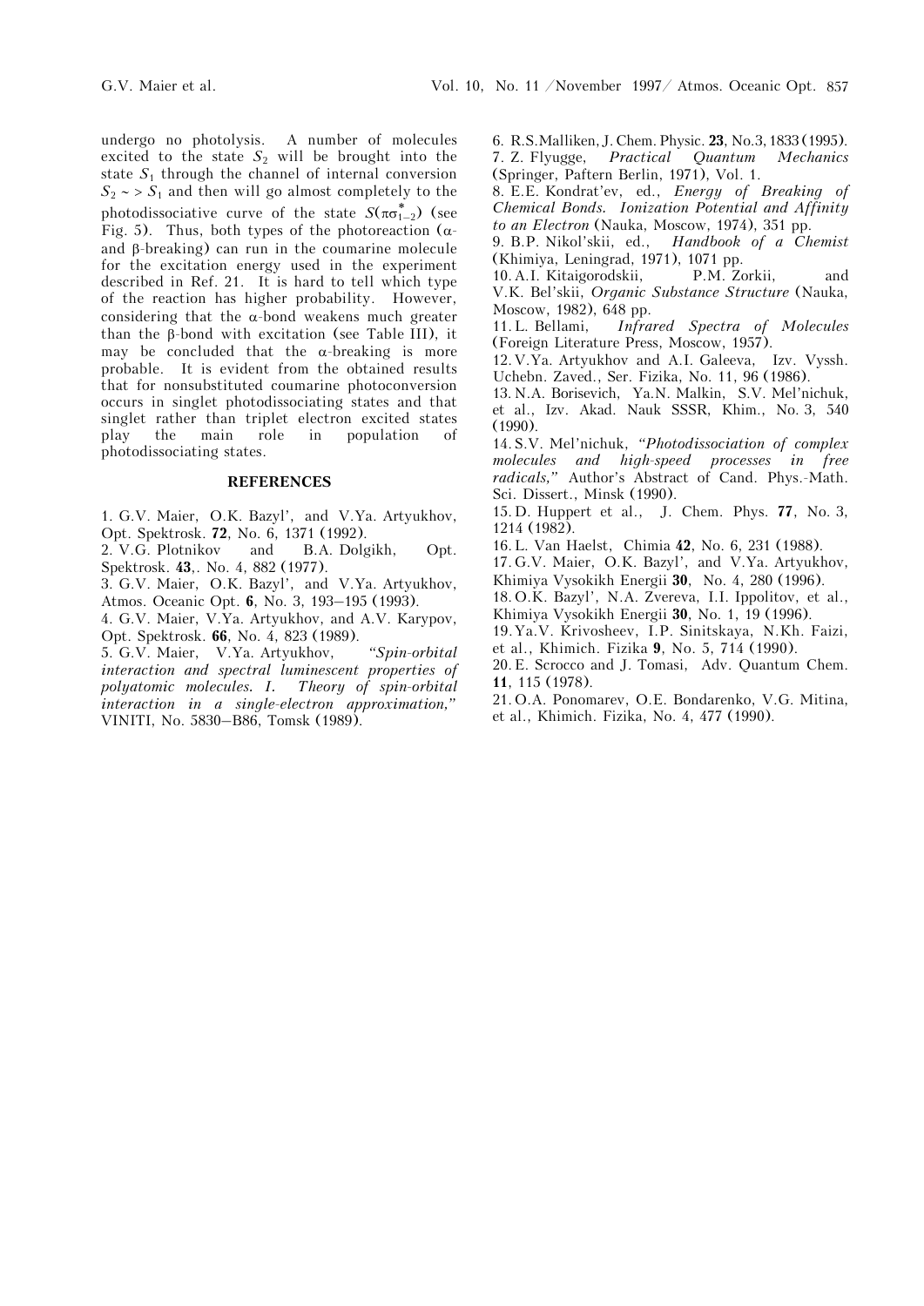undergo no photolysis. A number of molecules excited to the state $S_2$ will be brought into the state $S_1$ through the channel of internal conversion $S_2 \sim > S_1$ and then will go almost completely to the photodissociative curve of the state $S(\pi\sigma^*_{1-2})$ (see Fig. 5). Thus, both types of the photoreaction (α- and β-breaking) can run in the coumarine molecule for the excitation energy used in the experiment described in Ref. 21. It is hard to tell which type of the reaction has higher probability. However, considering that the α-bond weakens much greater than the β-bond with excitation (see Table III), it may be concluded that the α-breaking is more probable. It is evident from the obtained results that for nonsubstituted coumarine photoconversion occurs in singlet photodissociating states and that singlet rather than triplet electron excited states play the main role in population of photodissociating states.

## REFERENCES

1. G.V. Maier, O.K. Bazyl', and V.Ya. Artyukhov, Opt. Spektrosk. **72**, No. 6, 1371 (1992).
2. V.G. Plotnikov and B.A. Dolgikh, Opt. Spektrosk. **43**,. No. 4, 882 (1977).
3. G.V. Maier, O.K. Bazyl', and V.Ya. Artyukhov, Atmos. Oceanic Opt. **6**, No. 3, 193–195 (1993).
4. G.V. Maier, V.Ya. Artyukhov, and A.V. Karypov, Opt. Spektrosk. **66**, No. 4, 823 (1989).
5. G.V. Maier, V.Ya. Artyukhov, *"Spin-orbital interaction and spectral luminescent properties of polyatomic molecules. I. Theory of spin-orbital interaction in a single-electron approximation,"* VINITI, No. 5830–B86, Tomsk (1989).
6. R.S.Malliken, J. Chem. Physic. **23**, No.3, 1833 (1995).
7. Z. Flyugge, *Practical Quantum Mechanics* (Springer, Paftern Berlin, 1971), Vol. 1.
8. E.E. Kondrat'ev, ed., *Energy of Breaking of Chemical Bonds. Ionization Potential and Affinity to an Electron* (Nauka, Moscow, 1974), 351 pp.
9. B.P. Nikol'skii, ed., *Handbook of a Chemist* (Khimiya, Leningrad, 1971), 1071 pp.
10. A.I. Kitaigorodskii, P.M. Zorkii, and V.K. Bel'skii, *Organic Substance Structure* (Nauka, Moscow, 1982), 648 pp.
11. L. Bellami, *Infrared Spectra of Molecules* (Foreign Literature Press, Moscow, 1957).
12. V.Ya. Artyukhov and A.I. Galeeva, Izv. Vyssh. Uchebn. Zaved., Ser. Fizika, No. 11, 96 (1986).
13. N.A. Borisevich, Ya.N. Malkin, S.V. Mel'nichuk, et al., Izv. Akad. Nauk SSSR, Khim., No. 3, 540 (1990).
14. S.V. Mel'nichuk, *"Photodissociation of complex molecules and high-speed processes in free radicals,"* Author's Abstract of Cand. Phys.-Math. Sci. Dissert., Minsk (1990).
15. D. Huppert et al., J. Chem. Phys. **77**, No. 3, 1214 (1982).
16. L. Van Haelst, Chimia **42**, No. 6, 231 (1988).
17. G.V. Maier, O.K. Bazyl', and V.Ya. Artyukhov, Khimiya Vysokikh Energii **30**, No. 4, 280 (1996).
18. O.K. Bazyl', N.A. Zvereva, I.I. Ippolitov, et al., Khimiya Vysokikh Energii **30**, No. 1, 19 (1996).
19. Ya.V. Krivosheev, I.P. Sinitskaya, N.Kh. Faizi, et al., Khimich. Fizika **9**, No. 5, 714 (1990).
20. E. Scrocco and J. Tomasi, Adv. Quantum Chem. **11**, 115 (1978).
21. O.A. Ponomarev, O.E. Bondarenko, V.G. Mitina, et al., Khimich. Fizika, No. 4, 477 (1990).